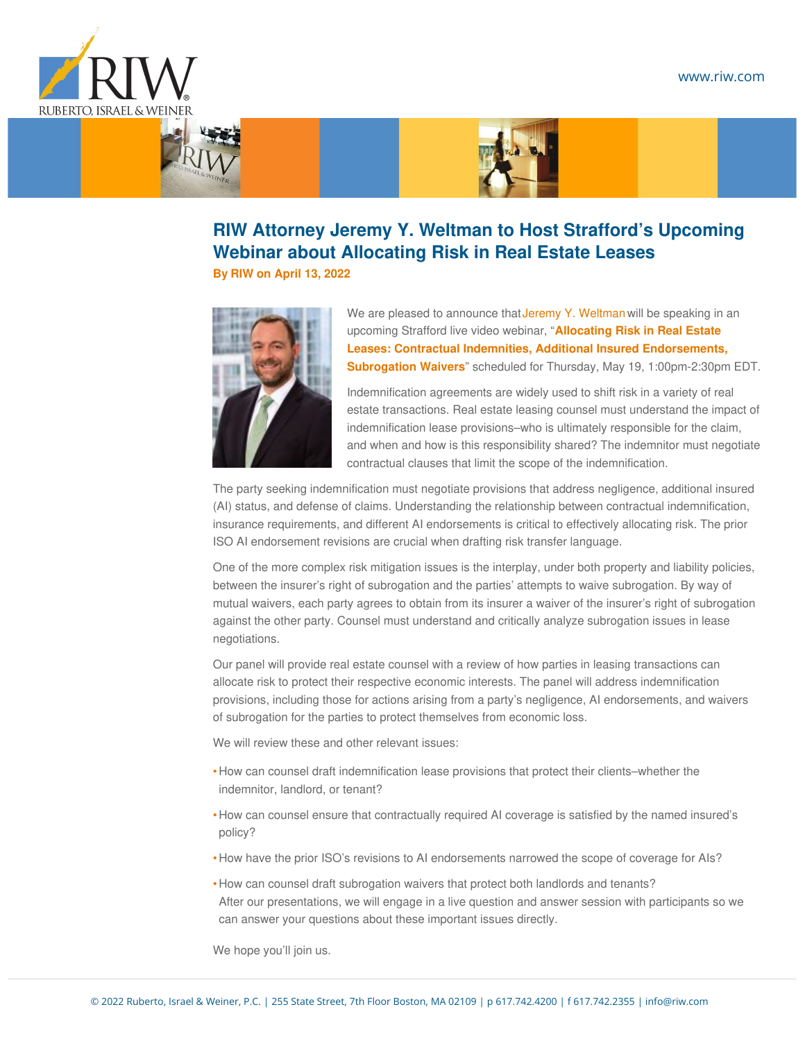# RIW Attorney Jeremy Y. Weltman to Host Strafford's Upcoming Webinar about Allocating Risk in Real Estate Leases

**By RIW on April 13, 2022**

We are pleased to announce that Jeremy Y. Weltman will be speaking in an upcoming Strafford live video webinar, "**Allocating Risk in Real Estate Leases: Contractual Indemnities, Additional Insured Endorsements, Subrogation Waivers**" scheduled for Thursday, May 19, 1:00pm-2:30pm EDT.

Indemnification agreements are widely used to shift risk in a variety of real estate transactions. Real estate leasing counsel must understand the impact of indemnification lease provisions–who is ultimately responsible for the claim, and when and how is this responsibility shared? The indemnitor must negotiate contractual clauses that limit the scope of the indemnification.

The party seeking indemnification must negotiate provisions that address negligence, additional insured (AI) status, and defense of claims. Understanding the relationship between contractual indemnification, insurance requirements, and different AI endorsements is critical to effectively allocating risk. The prior ISO AI endorsement revisions are crucial when drafting risk transfer language.

One of the more complex risk mitigation issues is the interplay, under both property and liability policies, between the insurer's right of subrogation and the parties' attempts to waive subrogation. By way of mutual waivers, each party agrees to obtain from its insurer a waiver of the insurer's right of subrogation against the other party. Counsel must understand and critically analyze subrogation issues in lease negotiations.

Our panel will provide real estate counsel with a review of how parties in leasing transactions can allocate risk to protect their respective economic interests. The panel will address indemnification provisions, including those for actions arising from a party's negligence, AI endorsements, and waivers of subrogation for the parties to protect themselves from economic loss.

We will review these and other relevant issues:

- How can counsel draft indemnification lease provisions that protect their clients–whether the indemnitor, landlord, or tenant?
- How can counsel ensure that contractually required AI coverage is satisfied by the named insured's policy?
- How have the prior ISO's revisions to AI endorsements narrowed the scope of coverage for AIs?
- How can counsel draft subrogation waivers that protect both landlords and tenants?
  After our presentations, we will engage in a live question and answer session with participants so we can answer your questions about these important issues directly.

We hope you'll join us.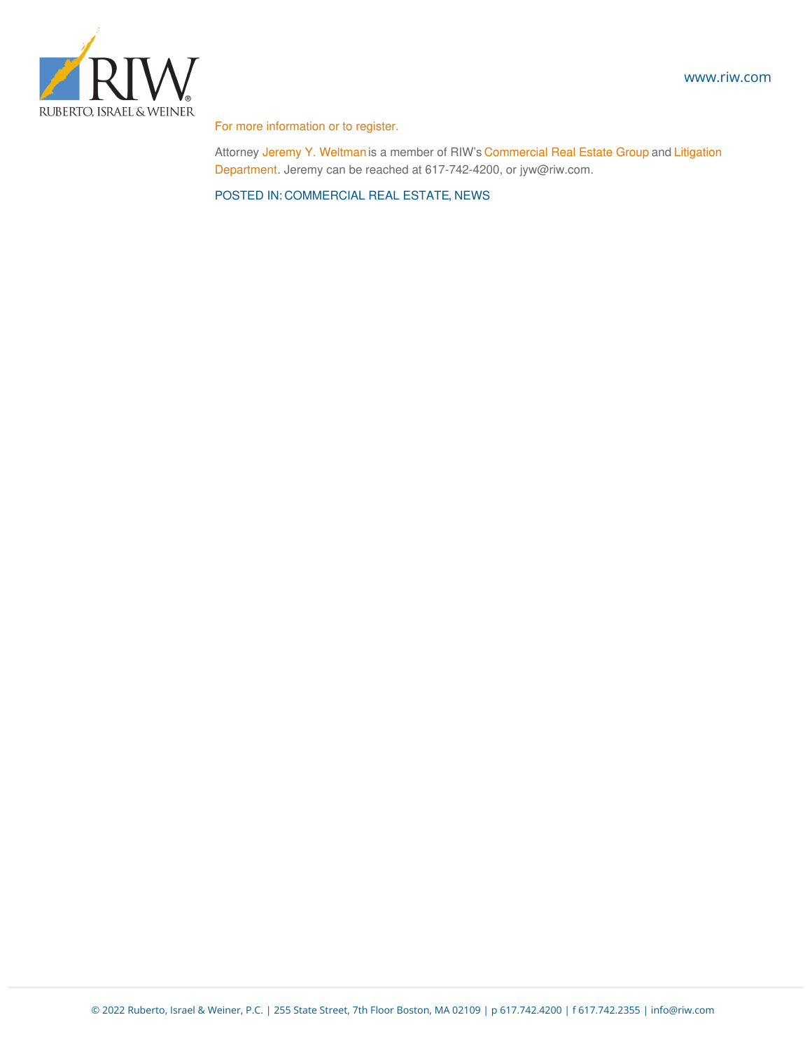For more information or to register.

Attorney Jeremy Y. Weltman is a member of RIW's Commercial Real Estate Group and Litigation Department. Jeremy can be reached at 617-742-4200, or jyw@riw.com.

POSTED IN: COMMERCIAL REAL ESTATE, NEWS